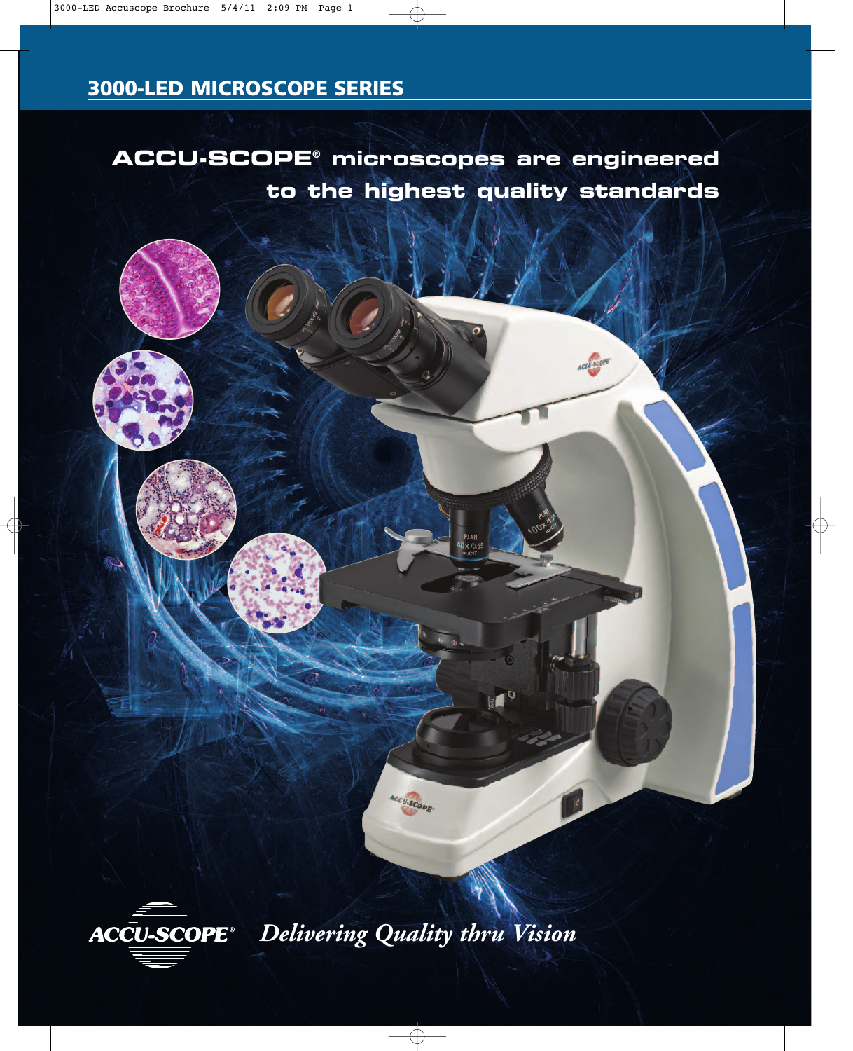## 3000-LED MICROSCOPE SERIES

# ACCU-SCOPE® microscopes are engineered to the highest quality standards

ACCU-SCOPE® *Delivering Quality thru Vision*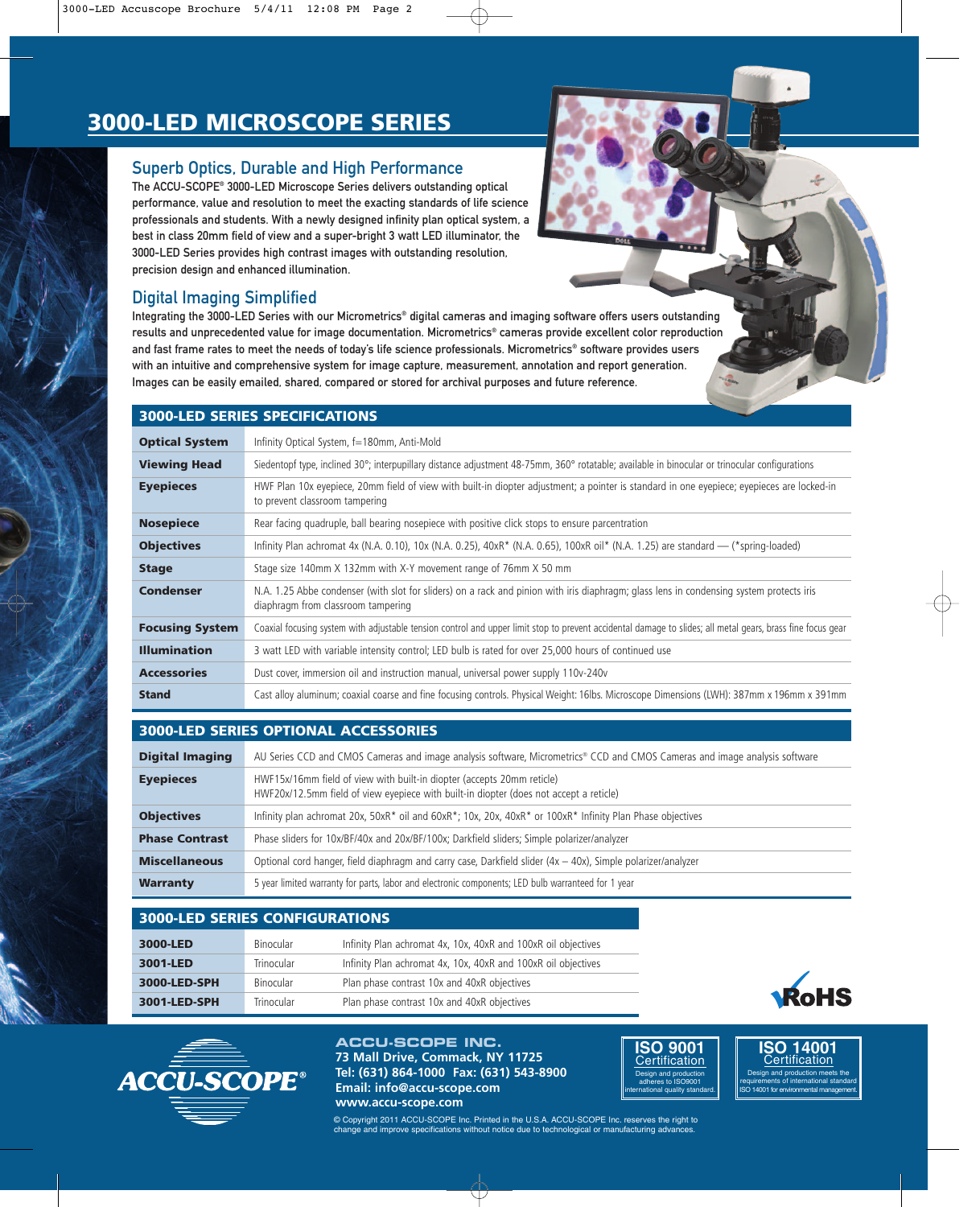# 3000-LED MICROSCOPE SERIES

## Superb Optics, Durable and High Performance

The ACCU-SCOPE® 3000-LED Microscope Series delivers outstanding optical performance, value and resolution to meet the exacting standards of life science professionals and students. With a newly designed infinity plan optical system, a best in class 20mm field of view and a super-bright 3 watt LED illuminator, the 3000-LED Series provides high contrast images with outstanding resolution, precision design and enhanced illumination.

## Digital Imaging Simplified

Integrating the 3000-LED Series with our Micrometrics® digital cameras and imaging software offers users outstanding results and unprecedented value for image documentation. Micrometrics® cameras provide excellent color reproduction and fast frame rates to meet the needs of today's life science professionals. Micrometrics® software provides users with an intuitive and comprehensive system for image capture, measurement, annotation and report generation. Images can be easily emailed, shared, compared or stored for archival purposes and future reference.

### 3000-LED SERIES SPECIFICATIONS

| | |
|---|---|
| **Optical System** | Infinity Optical System, f=180mm, Anti-Mold |
| **Viewing Head** | Siedentopf type, inclined 30°; interpupillary distance adjustment 48-75mm, 360° rotatable; available in binocular or trinocular configurations |
| **Eyepieces** | HWF Plan 10x eyepiece, 20mm field of view with built-in diopter adjustment; a pointer is standard in one eyepiece; eyepieces are locked-in to prevent classroom tampering |
| **Nosepiece** | Rear facing quadruple, ball bearing nosepiece with positive click stops to ensure parcentration |
| **Objectives** | Infinity Plan achromat 4x (N.A. 0.10), 10x (N.A. 0.25), 40xR* (N.A. 0.65), 100xR oil* (N.A. 1.25) are standard — (*spring-loaded) |
| **Stage** | Stage size 140mm X 132mm with X-Y movement range of 76mm X 50 mm |
| **Condenser** | N.A. 1.25 Abbe condenser (with slot for sliders) on a rack and pinion with iris diaphragm; glass lens in condensing system protects iris diaphragm from classroom tampering |
| **Focusing System** | Coaxial focusing system with adjustable tension control and upper limit stop to prevent accidental damage to slides; all metal gears, brass fine focus gear |
| **Illumination** | 3 watt LED with variable intensity control; LED bulb is rated for over 25,000 hours of continued use |
| **Accessories** | Dust cover, immersion oil and instruction manual, universal power supply 110v-240v |
| **Stand** | Cast alloy aluminum; coaxial coarse and fine focusing controls. Physical Weight: 16lbs. Microscope Dimensions (LWH): 387mm x 196mm x 391mm |

### 3000-LED SERIES OPTIONAL ACCESSORIES

| | |
|---|---|
| **Digital Imaging** | AU Series CCD and CMOS Cameras and image analysis software, Micrometrics® CCD and CMOS Cameras and image analysis software |
| **Eyepieces** | HWF15x/16mm field of view with built-in diopter (accepts 20mm reticle)<br>HWF20x/12.5mm field of view eyepiece with built-in diopter (does not accept a reticle) |
| **Objectives** | Infinity plan achromat 20x, 50xR* oil and 60xR*; 10x, 20x, 40xR* or 100xR* Infinity Plan Phase objectives |
| **Phase Contrast** | Phase sliders for 10x/BF/40x and 20x/BF/100x; Darkfield sliders; Simple polarizer/analyzer |
| **Miscellaneous** | Optional cord hanger, field diaphragm and carry case, Darkfield slider (4x – 40x), Simple polarizer/analyzer |
| **Warranty** | 5 year limited warranty for parts, labor and electronic components; LED bulb warranted for 1 year |

### 3000-LED SERIES CONFIGURATIONS

| | | |
|---|---|---|
| **3000-LED** | Binocular | Infinity Plan achromat 4x, 10x, 40xR and 100xR oil objectives |
| **3001-LED** | Trinocular | Infinity Plan achromat 4x, 10x, 40xR and 100xR oil objectives |
| **3000-LED-SPH** | Binocular | Plan phase contrast 10x and 40xR objectives |
| **3001-LED-SPH** | Trinocular | Plan phase contrast 10x and 40xR objectives |

RoHS

ACCU-SCOPE®

**ACCU-SCOPE INC.**
**73 Mall Drive, Commack, NY 11725**
**Tel: (631) 864-1000 Fax: (631) 543-8900**
**Email: info@accu-scope.com**
**www.accu-scope.com**

© Copyright 2011 ACCU-SCOPE Inc. Printed in the U.S.A. ACCU-SCOPE Inc. reserves the right to change and improve specifications without notice due to technological or manufacturing advances.

**ISO 9001 Certification**
Design and production adheres to ISO9001 international quality standard.

**ISO 14001 Certification**
Design and production meets the requirements of international standard ISO 14001 for environmental management.